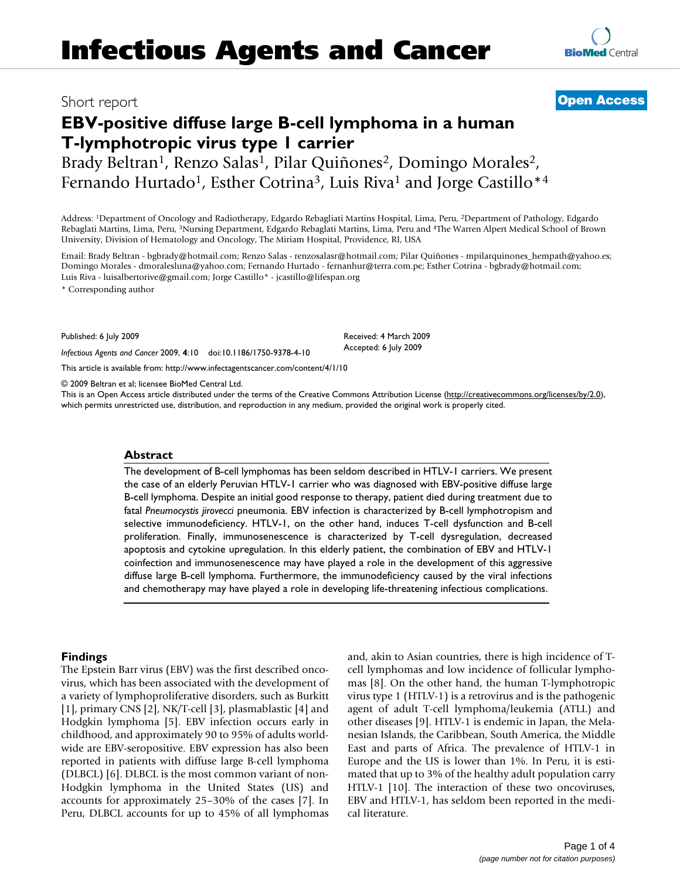# Infectious Agents and Cancer

Short report

**Open Access**

# EBV-positive diffuse large B-cell lymphoma in a human T-lymphotropic virus type 1 carrier

Brady Beltran[1], Renzo Salas[1], Pilar Quiñones[2], Domingo Morales[2], Fernando Hurtado[1], Esther Cotrina[3], Luis Riva[1] and Jorge Castillo*[4]

Address: [1]Department of Oncology and Radiotherapy, Edgardo Rebagliati Martins Hospital, Lima, Peru, [2]Department of Pathology, Edgardo Rebaglati Martins, Lima, Peru, [3]Nursing Department, Edgardo Rebagliati Martins, Lima, Peru and [4]The Warren Alpert Medical School of Brown University, Division of Hematology and Oncology, The Miriam Hospital, Providence, RI, USA

Email: Brady Beltran - bgbrady@hotmail.com; Renzo Salas - renzosalasr@hotmail.com; Pilar Quiñones - mpilarquinones_hempath@yahoo.es; Domingo Morales - dmoralesluna@yahoo.com; Fernando Hurtado - fernanhur@terra.com.pe; Esther Cotrina - bgbrady@hotmail.com; Luis Riva - luisalbertorive@gmail.com; Jorge Castillo* - jcastillo@lifespan.org

\* Corresponding author

Published: 6 July 2009

*Infectious Agents and Cancer* 2009, **4**:10 doi:10.1186/1750-9378-4-10

Received: 4 March 2009
Accepted: 6 July 2009

This article is available from: http://www.infectagentscancer.com/content/4/1/10

© 2009 Beltran et al; licensee BioMed Central Ltd.
This is an Open Access article distributed under the terms of the Creative Commons Attribution License (http://creativecommons.org/licenses/by/2.0), which permits unrestricted use, distribution, and reproduction in any medium, provided the original work is properly cited.

## Abstract

The development of B-cell lymphomas has been seldom described in HTLV-1 carriers. We present the case of an elderly Peruvian HTLV-1 carrier who was diagnosed with EBV-positive diffuse large B-cell lymphoma. Despite an initial good response to therapy, patient died during treatment due to fatal *Pneumocystis jirovecci* pneumonia. EBV infection is characterized by B-cell lymphotropism and selective immunodeficiency. HTLV-1, on the other hand, induces T-cell dysfunction and B-cell proliferation. Finally, immunosenescence is characterized by T-cell dysregulation, decreased apoptosis and cytokine upregulation. In this elderly patient, the combination of EBV and HTLV-1 coinfection and immunosenescence may have played a role in the development of this aggressive diffuse large B-cell lymphoma. Furthermore, the immunodeficiency caused by the viral infections and chemotherapy may have played a role in developing life-threatening infectious complications.

## Findings

The Epstein Barr virus (EBV) was the first described oncovirus, which has been associated with the development of a variety of lymphoproliferative disorders, such as Burkitt [1], primary CNS [2], NK/T-cell [3], plasmablastic [4] and Hodgkin lymphoma [5]. EBV infection occurs early in childhood, and approximately 90 to 95% of adults worldwide are EBV-seropositive. EBV expression has also been reported in patients with diffuse large B-cell lymphoma (DLBCL) [6]. DLBCL is the most common variant of non-Hodgkin lymphoma in the United States (US) and accounts for approximately 25–30% of the cases [7]. In Peru, DLBCL accounts for up to 45% of all lymphomas and, akin to Asian countries, there is high incidence of T-cell lymphomas and low incidence of follicular lymphomas [8]. On the other hand, the human T-lymphotropic virus type 1 (HTLV-1) is a retrovirus and is the pathogenic agent of adult T-cell lymphoma/leukemia (ATLL) and other diseases [9]. HTLV-1 is endemic in Japan, the Melanesian Islands, the Caribbean, South America, the Middle East and parts of Africa. The prevalence of HTLV-1 in Europe and the US is lower than 1%. In Peru, it is estimated that up to 3% of the healthy adult population carry HTLV-1 [10]. The interaction of these two oncoviruses, EBV and HTLV-1, has seldom been reported in the medical literature.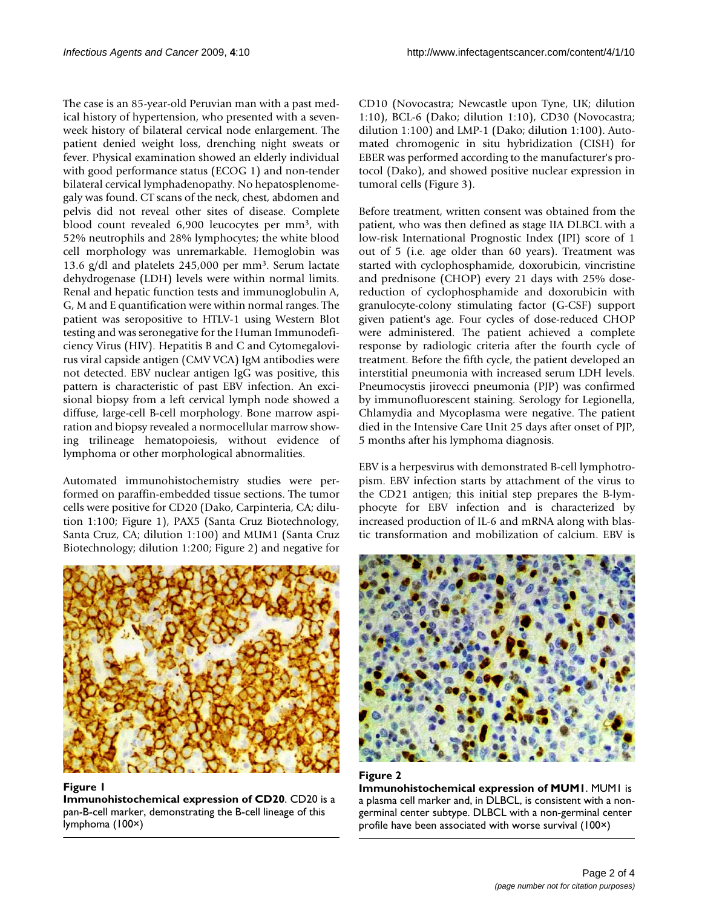The case is an 85-year-old Peruvian man with a past medical history of hypertension, who presented with a seven-week history of bilateral cervical node enlargement. The patient denied weight loss, drenching night sweats or fever. Physical examination showed an elderly individual with good performance status (ECOG 1) and non-tender bilateral cervical lymphadenopathy. No hepatosplenomegaly was found. CT scans of the neck, chest, abdomen and pelvis did not reveal other sites of disease. Complete blood count revealed 6,900 leucocytes per $mm^3$, with 52% neutrophils and 28% lymphocytes; the white blood cell morphology was unremarkable. Hemoglobin was 13.6 g/dl and platelets 245,000 per $mm^3$. Serum lactate dehydrogenase (LDH) levels were within normal limits. Renal and hepatic function tests and immunoglobulin A, G, M and E quantification were within normal ranges. The patient was seropositive to HTLV-1 using Western Blot testing and was seronegative for the Human Immunodeficiency Virus (HIV). Hepatitis B and C and Cytomegalovirus viral capside antigen (CMV VCA) IgM antibodies were not detected. EBV nuclear antigen IgG was positive, this pattern is characteristic of past EBV infection. An excisional biopsy from a left cervical lymph node showed a diffuse, large-cell B-cell morphology. Bone marrow aspiration and biopsy revealed a normocellular marrow showing trilineage hematopoiesis, without evidence of lymphoma or other morphological abnormalities.

Automated immunohistochemistry studies were performed on paraffin-embedded tissue sections. The tumor cells were positive for CD20 (Dako, Carpinteria, CA; dilution 1:100; Figure 1), PAX5 (Santa Cruz Biotechnology, Santa Cruz, CA; dilution 1:100) and MUM1 (Santa Cruz Biotechnology; dilution 1:200; Figure 2) and negative for CD10 (Novocastra; Newcastle upon Tyne, UK; dilution 1:10), BCL-6 (Dako; dilution 1:10), CD30 (Novocastra; dilution 1:100) and LMP-1 (Dako; dilution 1:100). Automated chromogenic in situ hybridization (CISH) for EBER was performed according to the manufacturer's protocol (Dako), and showed positive nuclear expression in tumoral cells (Figure 3).

**Figure 1**
**Immunohistochemical expression of CD20**. CD20 is a pan-B-cell marker, demonstrating the B-cell lineage of this lymphoma (100×)

Before treatment, written consent was obtained from the patient, who was then defined as stage IIA DLBCL with a low-risk International Prognostic Index (IPI) score of 1 out of 5 (i.e. age older than 60 years). Treatment was started with cyclophosphamide, doxorubicin, vincristine and prednisone (CHOP) every 21 days with 25% dose-reduction of cyclophosphamide and doxorubicin with granulocyte-colony stimulating factor (G-CSF) support given patient's age. Four cycles of dose-reduced CHOP were administered. The patient achieved a complete response by radiologic criteria after the fourth cycle of treatment. Before the fifth cycle, the patient developed an interstitial pneumonia with increased serum LDH levels. Pneumocystis jirovecci pneumonia (PJP) was confirmed by immunofluorescent staining. Serology for Legionella, Chlamydia and Mycoplasma were negative. The patient died in the Intensive Care Unit 25 days after onset of PJP, 5 months after his lymphoma diagnosis.

EBV is a herpesvirus with demonstrated B-cell lymphotropism. EBV infection starts by attachment of the virus to the CD21 antigen; this initial step prepares the B-lymphocyte for EBV infection and is characterized by increased production of IL-6 and mRNA along with blastic transformation and mobilization of calcium. EBV is

**Figure 2**
**Immunohistochemical expression of MUM1**. MUM1 is a plasma cell marker and, in DLBCL, is consistent with a non-germinal center subtype. DLBCL with a non-germinal center profile have been associated with worse survival (100×)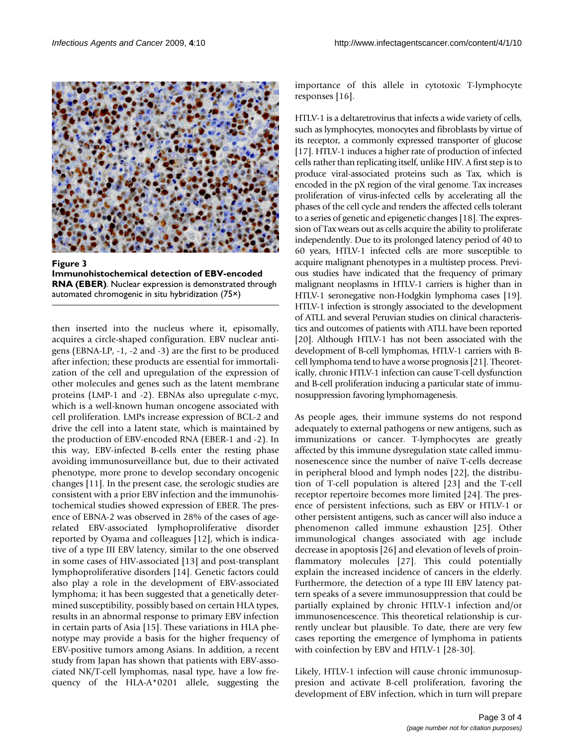**Figure 3**
**Immunohistochemical detection of EBV-encoded RNA (EBER)**. Nuclear expression is demonstrated through automated chromogenic in situ hybridization (75×)

then inserted into the nucleus where it, episomally, acquires a circle-shaped configuration. EBV nuclear antigens (EBNA-LP, -1, -2 and -3) are the first to be produced after infection; these products are essential for immortalization of the cell and upregulation of the expression of other molecules and genes such as the latent membrane proteins (LMP-1 and -2). EBNAs also upregulate c-myc, which is a well-known human oncogene associated with cell proliferation. LMPs increase expression of BCL-2 and drive the cell into a latent state, which is maintained by the production of EBV-encoded RNA (EBER-1 and -2). In this way, EBV-infected B-cells enter the resting phase avoiding immunosurveillance but, due to their activated phenotype, more prone to develop secondary oncogenic changes [11]. In the present case, the serologic studies are consistent with a prior EBV infection and the immunohistochemical studies showed expression of EBER. The presence of EBNA-2 was observed in 28% of the cases of age-related EBV-associated lymphoproliferative disorder reported by Oyama and colleagues [12], which is indicative of a type III EBV latency, similar to the one observed in some cases of HIV-associated [13] and post-transplant lymphoproliferative disorders [14]. Genetic factors could also play a role in the development of EBV-associated lymphoma; it has been suggested that a genetically determined susceptibility, possibly based on certain HLA types, results in an abnormal response to primary EBV infection in certain parts of Asia [15]. These variations in HLA phenotype may provide a basis for the higher frequency of EBV-positive tumors among Asians. In addition, a recent study from Japan has shown that patients with EBV-associated NK/T-cell lymphomas, nasal type, have a low frequency of the HLA-A*0201 allele, suggesting the importance of this allele in cytotoxic T-lymphocyte responses [16].

HTLV-1 is a deltaretrovirus that infects a wide variety of cells, such as lymphocytes, monocytes and fibroblasts by virtue of its receptor, a commonly expressed transporter of glucose [17]. HTLV-1 induces a higher rate of production of infected cells rather than replicating itself, unlike HIV. A first step is to produce viral-associated proteins such as Tax, which is encoded in the pX region of the viral genome. Tax increases proliferation of virus-infected cells by accelerating all the phases of the cell cycle and renders the affected cells tolerant to a series of genetic and epigenetic changes [18]. The expression of Tax wears out as cells acquire the ability to proliferate independently. Due to its prolonged latency period of 40 to 60 years, HTLV-1 infected cells are more susceptible to acquire malignant phenotypes in a multistep process. Previous studies have indicated that the frequency of primary malignant neoplasms in HTLV-1 carriers is higher than in HTLV-1 seronegative non-Hodgkin lymphoma cases [19]. HTLV-1 infection is strongly associated to the development of ATLL and several Peruvian studies on clinical characteristics and outcomes of patients with ATLL have been reported [20]. Although HTLV-1 has not been associated with the development of B-cell lymphomas, HTLV-1 carriers with B-cell lymphoma tend to have a worse prognosis [21]. Theoretically, chronic HTLV-1 infection can cause T-cell dysfunction and B-cell proliferation inducing a particular state of immunosuppression favoring lymphomagenesis.

As people ages, their immune systems do not respond adequately to external pathogens or new antigens, such as immunizations or cancer. T-lymphocytes are greatly affected by this immune dysregulation state called immunosenescence since the number of naïve T-cells decrease in peripheral blood and lymph nodes [22], the distribution of T-cell population is altered [23] and the T-cell receptor repertoire becomes more limited [24]. The presence of persistent infections, such as EBV or HTLV-1 or other persistent antigens, such as cancer will also induce a phenomenon called immune exhaustion [25]. Other immunological changes associated with age include decrease in apoptosis [26] and elevation of levels of proinflammatory molecules [27]. This could potentially explain the increased incidence of cancers in the elderly. Furthermore, the detection of a type III EBV latency pattern speaks of a severe immunosuppression that could be partially explained by chronic HTLV-1 infection and/or immunosencescence. This theoretical relationship is currently unclear but plausible. To date, there are very few cases reporting the emergence of lymphoma in patients with coinfection by EBV and HTLV-1 [28-30].

Likely, HTLV-1 infection will cause chronic immunosuppresion and activate B-cell proliferation, favoring the development of EBV infection, which in turn will prepare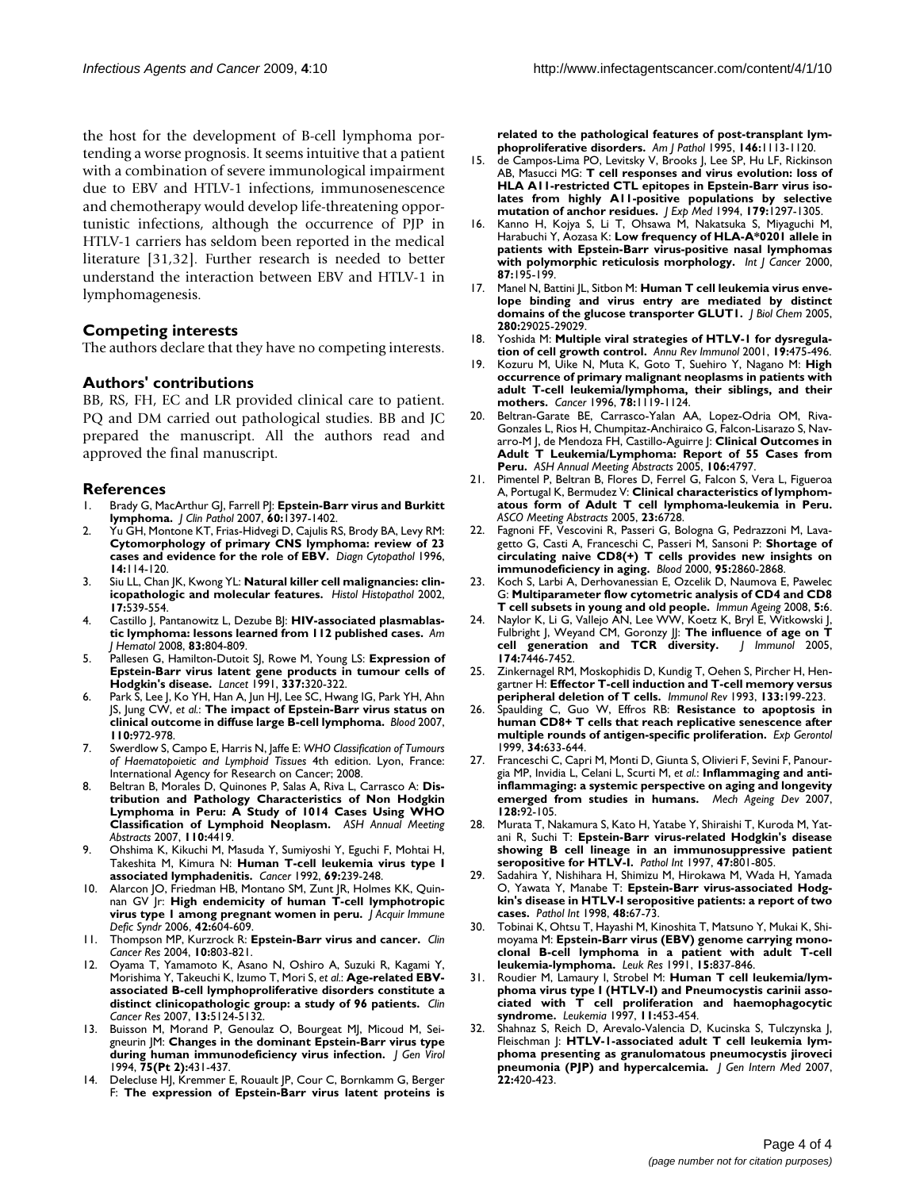the host for the development of B-cell lymphoma portending a worse prognosis. It seems intuitive that a patient with a combination of severe immunological impairment due to EBV and HTLV-1 infections, immunosenescence and chemotherapy would develop life-threatening opportunistic infections, although the occurrence of PJP in HTLV-1 carriers has seldom been reported in the medical literature [31,32]. Further research is needed to better understand the interaction between EBV and HTLV-1 in lymphomagenesis.

## Competing interests

The authors declare that they have no competing interests.

## Authors' contributions

BB, RS, FH, EC and LR provided clinical care to patient. PQ and DM carried out pathological studies. BB and JC prepared the manuscript. All the authors read and approved the final manuscript.

## References

1. Brady G, MacArthur GJ, Farrell PJ: **Epstein-Barr virus and Burkitt lymphoma.** *J Clin Pathol* 2007, **60:**1397-1402.
2. Yu GH, Montone KT, Frias-Hidvegi D, Cajulis RS, Brody BA, Levy RM: **Cytomorphology of primary CNS lymphoma: review of 23 cases and evidence for the role of EBV.** *Diagn Cytopathol* 1996, **14:**114-120.
3. Siu LL, Chan JK, Kwong YL: **Natural killer cell malignancies: clinicopathologic and molecular features.** *Histol Histopathol* 2002, **17:**539-554.
4. Castillo J, Pantanowitz L, Dezube BJ: **HIV-associated plasmablastic lymphoma: lessons learned from 112 published cases.** *Am J Hematol* 2008, **83:**804-809.
5. Pallesen G, Hamilton-Dutoit SJ, Rowe M, Young LS: **Expression of Epstein-Barr virus latent gene products in tumour cells of Hodgkin's disease.** *Lancet* 1991, **337:**320-322.
6. Park S, Lee J, Ko YH, Han A, Jun HJ, Lee SC, Hwang IG, Park YH, Ahn JS, Jung CW, *et al.*: **The impact of Epstein-Barr virus status on clinical outcome in diffuse large B-cell lymphoma.** *Blood* 2007, **110:**972-978.
7. Swerdlow S, Campo E, Harris N, Jaffe E: *WHO Classification of Tumours of Haematopoietic and Lymphoid Tissues* 4th edition. Lyon, France: International Agency for Research on Cancer; 2008.
8. Beltran B, Morales D, Quinones P, Salas A, Riva L, Carrasco A: **Distribution and Pathology Characteristics of Non Hodgkin Lymphoma in Peru: A Study of 1014 Cases Using WHO Classification of Lymphoid Neoplasm.** *ASH Annual Meeting Abstracts* 2007, **110:**4419.
9. Ohshima K, Kikuchi M, Masuda Y, Sumiyoshi Y, Eguchi F, Mohtai H, Takeshita M, Kimura N: **Human T-cell leukemia virus type I associated lymphadenitis.** *Cancer* 1992, **69:**239-248.
10. Alarcon JO, Friedman HB, Montano SM, Zunt JR, Holmes KK, Quinnan GV Jr: **High endemicity of human T-cell lymphotropic virus type 1 among pregnant women in peru.** *J Acquir Immune Defic Syndr* 2006, **42:**604-609.
11. Thompson MP, Kurzrock R: **Epstein-Barr virus and cancer.** *Clin Cancer Res* 2004, **10:**803-821.
12. Oyama T, Yamamoto K, Asano N, Oshiro A, Suzuki R, Kagami Y, Morishima Y, Takeuchi K, Izumo T, Mori S, *et al.*: **Age-related EBV-associated B-cell lymphoproliferative disorders constitute a distinct clinicopathologic group: a study of 96 patients.** *Clin Cancer Res* 2007, **13:**5124-5132.
13. Buisson M, Morand P, Genoulaz O, Bourgeat MJ, Micoud M, Seigneurin JM: **Changes in the dominant Epstein-Barr virus type during human immunodeficiency virus infection.** *J Gen Virol* 1994, **75(Pt 2):**431-437.
14. Delecluse HJ, Kremmer E, Rouault JP, Cour C, Bornkamm G, Berger F: **The expression of Epstein-Barr virus latent proteins is related to the pathological features of post-transplant lymphoproliferative disorders.** *Am J Pathol* 1995, **146:**1113-1120.
15. de Campos-Lima PO, Levitsky V, Brooks J, Lee SP, Hu LF, Rickinson AB, Masucci MG: **T cell responses and virus evolution: loss of HLA A11-restricted CTL epitopes in Epstein-Barr virus isolates from highly A11-positive populations by selective mutation of anchor residues.** *J Exp Med* 1994, **179:**1297-1305.
16. Kanno H, Kojya S, Li T, Ohsawa M, Nakatsuka S, Miyaguchi M, Harabuchi Y, Aozasa K: **Low frequency of HLA-A*0201 allele in patients with Epstein-Barr virus-positive nasal lymphomas with polymorphic reticulosis morphology.** *Int J Cancer* 2000, **87:**195-199.
17. Manel N, Battini JL, Sitbon M: **Human T cell leukemia virus envelope binding and virus entry are mediated by distinct domains of the glucose transporter GLUT1.** *J Biol Chem* 2005, **280:**29025-29029.
18. Yoshida M: **Multiple viral strategies of HTLV-1 for dysregulation of cell growth control.** *Annu Rev Immunol* 2001, **19:**475-496.
19. Kozuru M, Uike N, Muta K, Goto T, Suehiro Y, Nagano M: **High occurrence of primary malignant neoplasms in patients with adult T-cell leukemia/lymphoma, their siblings, and their mothers.** *Cancer* 1996, **78:**1119-1124.
20. Beltran-Garate BE, Carrasco-Yalan AA, Lopez-Odria OM, Riva-Gonzales L, Rios H, Chumpitaz-Anchiraico G, Falcon-Lisarazo S, Navarro-M J, de Mendoza FH, Castillo-Aguirre J: **Clinical Outcomes in Adult T Leukemia/Lymphoma: Report of 55 Cases from Peru.** *ASH Annual Meeting Abstracts* 2005, **106:**4797.
21. Pimentel P, Beltran B, Flores D, Ferrel G, Falcon S, Vera L, Figueroa A, Portugal K, Bermudez V: **Clinical characteristics of lymphomatous form of Adult T cell lymphoma-leukemia in Peru.** *ASCO Meeting Abstracts* 2005, **23:**6728.
22. Fagnoni FF, Vescovini R, Passeri G, Bologna G, Pedrazzoni M, Lavagetto G, Casti A, Franceschi C, Passeri M, Sansoni P: **Shortage of circulating naive CD8(+) T cells provides new insights on immunodeficiency in aging.** *Blood* 2000, **95:**2860-2868.
23. Koch S, Larbi A, Derhovanessian E, Ozcelik D, Naumova E, Pawelec G: **Multiparameter flow cytometric analysis of CD4 and CD8 T cell subsets in young and old people.** *Immun Ageing* 2008, **5:**6.
24. Naylor K, Li G, Vallejo AN, Lee WW, Koetz K, Bryl E, Witkowski J, Fulbright J, Weyand CM, Goronzy JJ: **The influence of age on T cell generation and TCR diversity.** *J Immunol* 2005, **174:**7446-7452.
25. Zinkernagel RM, Moskophidis D, Kundig T, Oehen S, Pircher H, Hengartner H: **Effector T-cell induction and T-cell memory versus peripheral deletion of T cells.** *Immunol Rev* 1993, **133:**199-223.
26. Spaulding C, Guo W, Effros RB: **Resistance to apoptosis in human CD8+ T cells that reach replicative senescence after multiple rounds of antigen-specific proliferation.** *Exp Gerontol* 1999, **34:**633-644.
27. Franceschi C, Capri M, Monti D, Giunta S, Olivieri F, Sevini F, Panourgia MP, Invidia L, Celani L, Scurti M, *et al.*: **Inflammaging and anti-inflammaging: a systemic perspective on aging and longevity emerged from studies in humans.** *Mech Ageing Dev* 2007, **128:**92-105.
28. Murata T, Nakamura S, Kato H, Yatabe Y, Shiraishi T, Kuroda M, Yatani R, Suchi T: **Epstein-Barr virus-related Hodgkin's disease showing B cell lineage in an immunosuppressive patient seropositive for HTLV-I.** *Pathol Int* 1997, **47:**801-805.
29. Sadahira Y, Nishihara H, Shimizu M, Hirokawa M, Wada H, Yamada O, Yawata Y, Manabe T: **Epstein-Barr virus-associated Hodgkin's disease in HTLV-I seropositive patients: a report of two cases.** *Pathol Int* 1998, **48:**67-73.
30. Tobinai K, Ohtsu T, Hayashi M, Kinoshita T, Matsuno Y, Mukai K, Shimoyama M: **Epstein-Barr virus (EBV) genome carrying monoclonal B-cell lymphoma in a patient with adult T-cell leukemia-lymphoma.** *Leuk Res* 1991, **15:**837-846.
31. Roudier M, Lamaury I, Strobel M: **Human T cell leukemia/lymphoma virus type I (HTLV-I) and Pneumocystis carinii associated with T cell proliferation and haemophagocytic syndrome.** *Leukemia* 1997, **11:**453-454.
32. Shahnaz S, Reich D, Arevalo-Valencia D, Kucinska S, Tulczynska J, Fleischman J: **HTLV-1-associated adult T cell leukemia lymphoma presenting as granulomatous pneumocystis jiroveci pneumonia (PJP) and hypercalcemia.** *J Gen Intern Med* 2007, **22:**420-423.